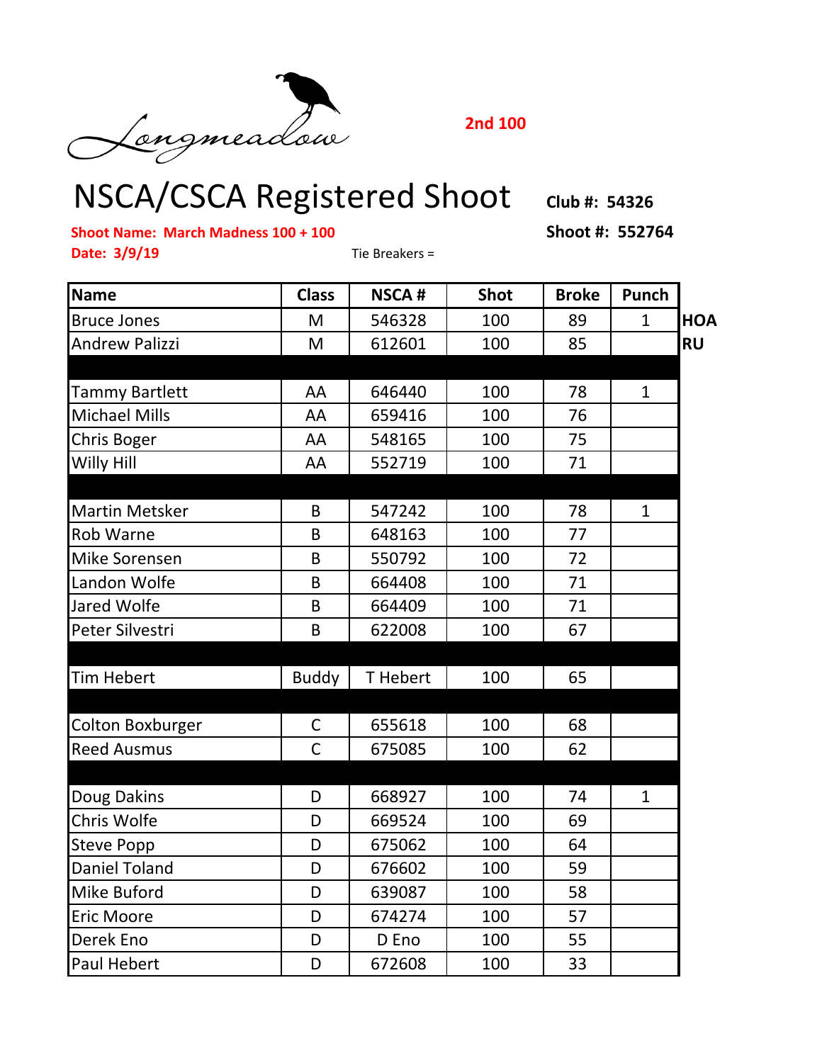Longmeadow

**2nd 100**

# NSCA/CSCA Registered Shoot

**Club #: 54326**

**Shoot Name: March Madness 100 + 100**

**Shoot #: 552764**

**Date: 3/9/19**

Tie Breakers =

| Name | Class | NSCA # | Shot | Broke | Punch | |
|---|---|---|---|---|---|---|
| Bruce Jones | M | 546328 | 100 | 89 | 1 | **HOA** |
| Andrew Palizzi | M | 612601 | 100 | 85 | | **RU** |
| | | | | | | |
| Tammy Bartlett | AA | 646440 | 100 | 78 | 1 | |
| Michael Mills | AA | 659416 | 100 | 76 | | |
| Chris Boger | AA | 548165 | 100 | 75 | | |
| Willy Hill | AA | 552719 | 100 | 71 | | |
| | | | | | | |
| Martin Metsker | B | 547242 | 100 | 78 | 1 | |
| Rob Warne | B | 648163 | 100 | 77 | | |
| Mike Sorensen | B | 550792 | 100 | 72 | | |
| Landon Wolfe | B | 664408 | 100 | 71 | | |
| Jared Wolfe | B | 664409 | 100 | 71 | | |
| Peter Silvestri | B | 622008 | 100 | 67 | | |
| | | | | | | |
| Tim Hebert | Buddy | T Hebert | 100 | 65 | | |
| | | | | | | |
| Colton Boxburger | C | 655618 | 100 | 68 | | |
| Reed Ausmus | C | 675085 | 100 | 62 | | |
| | | | | | | |
| Doug Dakins | D | 668927 | 100 | 74 | 1 | |
| Chris Wolfe | D | 669524 | 100 | 69 | | |
| Steve Popp | D | 675062 | 100 | 64 | | |
| Daniel Toland | D | 676602 | 100 | 59 | | |
| Mike Buford | D | 639087 | 100 | 58 | | |
| Eric Moore | D | 674274 | 100 | 57 | | |
| Derek Eno | D | D Eno | 100 | 55 | | |
| Paul Hebert | D | 672608 | 100 | 33 | | |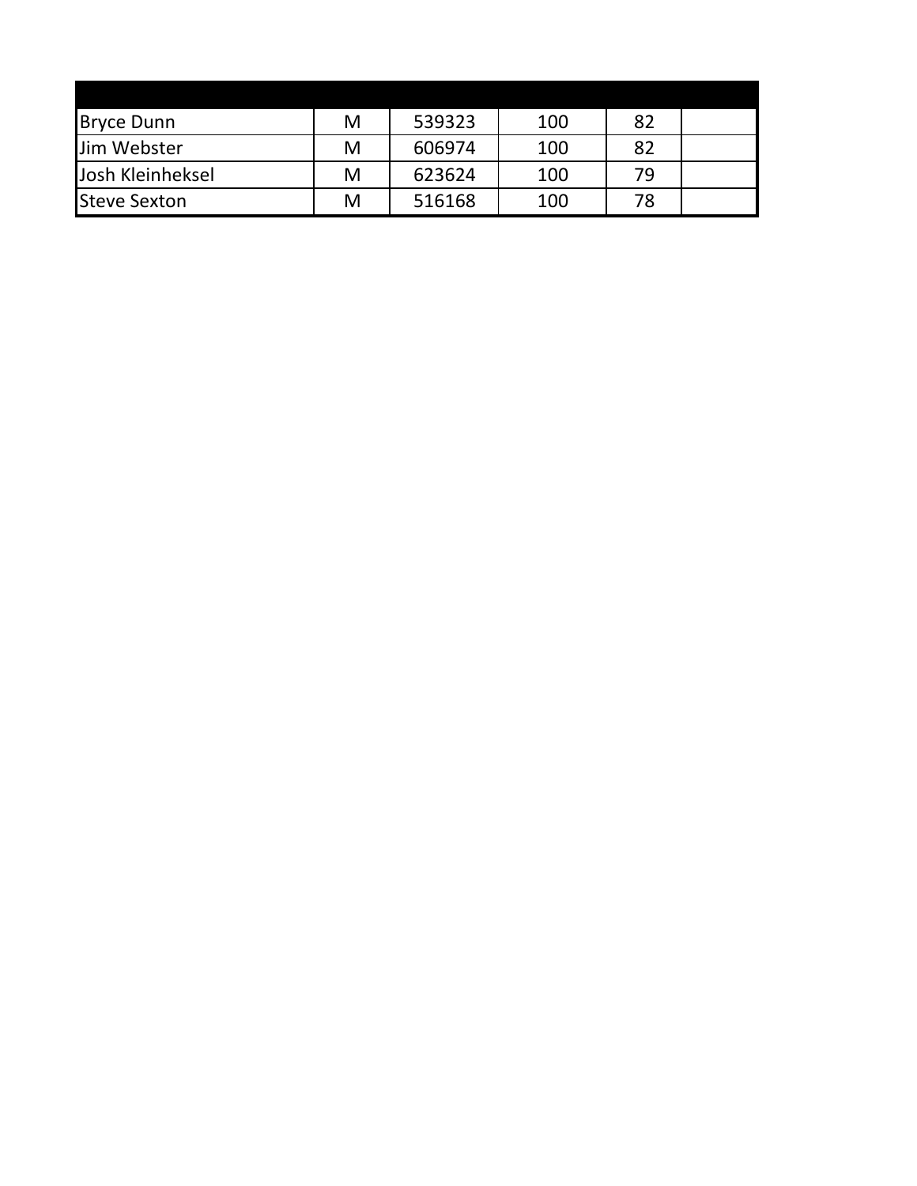| | | | | | |
|---|---|---|---|---|---|
| Bryce Dunn | M | 539323 | 100 | 82 | |
| Jim Webster | M | 606974 | 100 | 82 | |
| Josh Kleinheksel | M | 623624 | 100 | 79 | |
| Steve Sexton | M | 516168 | 100 | 78 | |